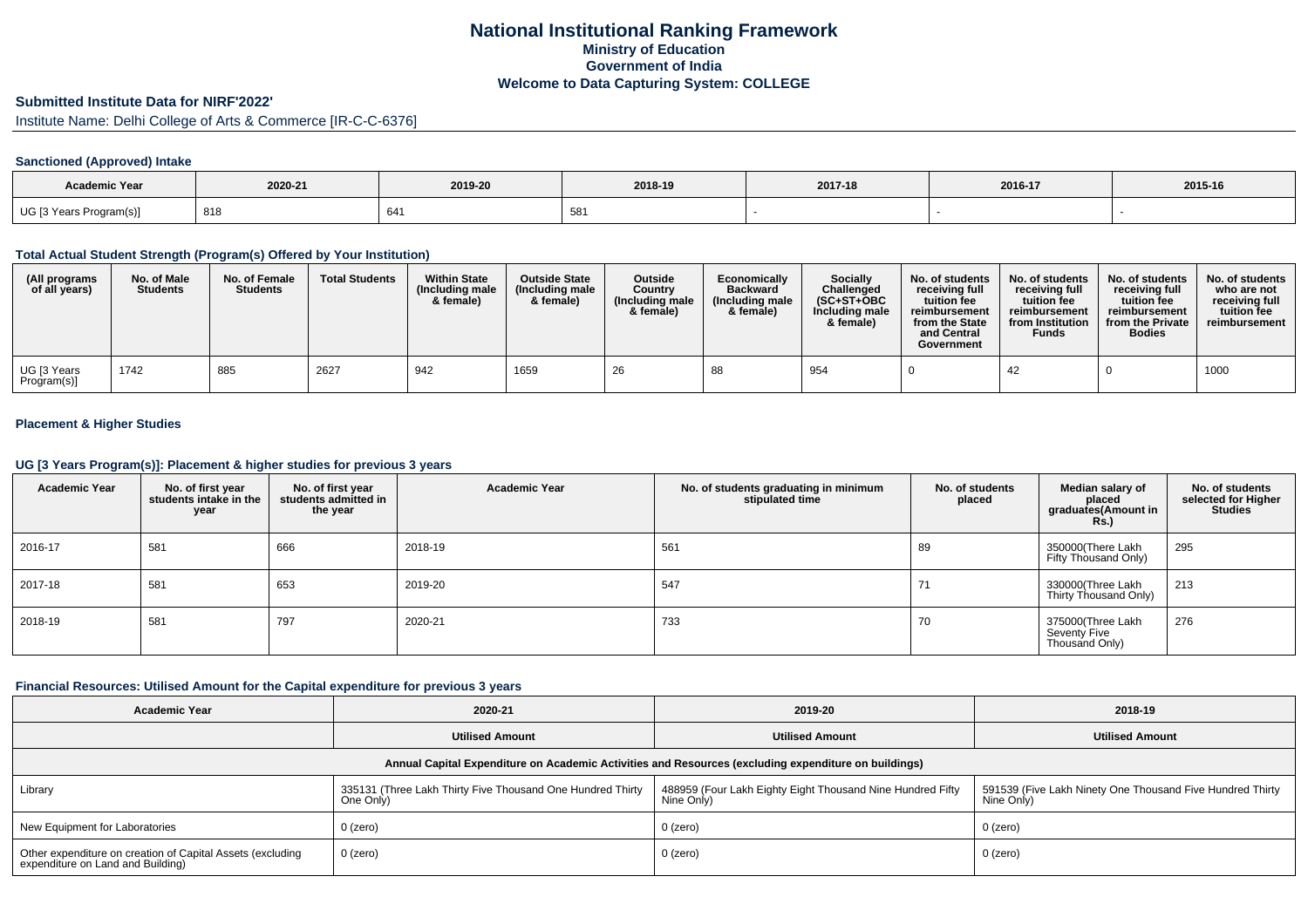# National Institutional Ranking Framework

## Ministry of Education

## Government of India

## Welcome to Data Capturing System: COLLEGE

### Submitted Institute Data for NIRF'2022'

Institute Name: Delhi College of Arts & Commerce [IR-C-C-6376]

### Sanctioned (Approved) Intake

| Academic Year | 2020-21 | 2019-20 | 2018-19 | 2017-18 | 2016-17 | 2015-16 |
|---|---|---|---|---|---|---|
| UG [3 Years Program(s)] | 818 | 641 | 581 | - | - | - |

### Total Actual Student Strength (Program(s) Offered by Your Institution)

| (All programs of all years) | No. of Male Students | No. of Female Students | Total Students | Within State (Including male & female) | Outside State (Including male & female) | Outside Country (Including male & female) | Economically Backward (Including male & female) | Socially Challenged (SC+ST+OBC Including male & female) | No. of students receiving full tuition fee reimbursement from the State and Central Government | No. of students receiving full tuition fee reimbursement from Institution Funds | No. of students receiving full tuition fee reimbursement from the Private Bodies | No. of students who are not receiving full tuition fee reimbursement |
|---|---|---|---|---|---|---|---|---|---|---|---|---|
| UG [3 Years Program(s)] | 1742 | 885 | 2627 | 942 | 1659 | 26 | 88 | 954 | 0 | 42 | 0 | 1000 |

### Placement & Higher Studies

### UG [3 Years Program(s)]: Placement & higher studies for previous 3 years

| Academic Year | No. of first year students intake in the year | No. of first year students admitted in the year | Academic Year | No. of students graduating in minimum stipulated time | No. of students placed | Median salary of placed graduates(Amount in Rs.) | No. of students selected for Higher Studies |
|---|---|---|---|---|---|---|---|
| 2016-17 | 581 | 666 | 2018-19 | 561 | 89 | 350000(There Lakh Fifty Thousand Only) | 295 |
| 2017-18 | 581 | 653 | 2019-20 | 547 | 71 | 330000(Three Lakh Thirty Thousand Only) | 213 |
| 2018-19 | 581 | 797 | 2020-21 | 733 | 70 | 375000(Three Lakh Seventy Five Thousand Only) | 276 |

### Financial Resources: Utilised Amount for the Capital expenditure for previous 3 years

| Academic Year | 2020-21 | 2019-20 | 2018-19 |
|---|---|---|---|
| | Utilised Amount | Utilised Amount | Utilised Amount |
| Annual Capital Expenditure on Academic Activities and Resources (excluding expenditure on buildings) | | | |
| Library | 335131 (Three Lakh Thirty Five Thousand One Hundred Thirty One Only) | 488959 (Four Lakh Eighty Eight Thousand Nine Hundred Fifty Nine Only) | 591539 (Five Lakh Ninety One Thousand Five Hundred Thirty Nine Only) |
| New Equipment for Laboratories | 0 (zero) | 0 (zero) | 0 (zero) |
| Other expenditure on creation of Capital Assets (excluding expenditure on Land and Building) | 0 (zero) | 0 (zero) | 0 (zero) |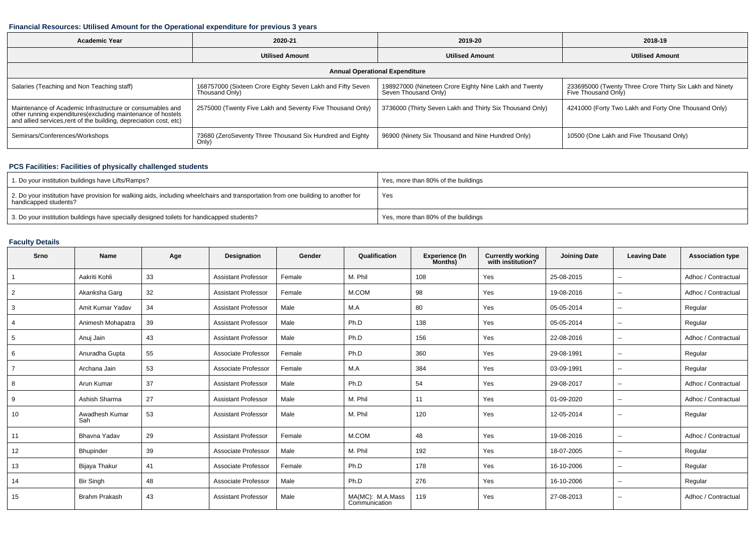### Financial Resources: Utilised Amount for the Operational expenditure for previous 3 years

| Academic Year | 2020-21 | 2019-20 | 2018-19 |
|---|---|---|---|
| | Utilised Amount | Utilised Amount | Utilised Amount |
| **Annual Operational Expenditure** | | | |
| Salaries (Teaching and Non Teaching staff) | 168757000 (Sixteen Crore Eighty Seven Lakh and Fifty Seven Thousand Only) | 198927000 (Nineteen Crore Eighty Nine Lakh and Twenty Seven Thousand Only) | 233695000 (Twenty Three Crore Thirty Six Lakh and Ninety Five Thousand Only) |
| Maintenance of Academic Infrastructure or consumables and other running expenditures(excluding maintenance of hostels and allied services,rent of the building, depreciation cost, etc) | 2575000 (Twenty Five Lakh and Seventy Five Thousand Only) | 3736000 (Thirty Seven Lakh and Thirty Six Thousand Only) | 4241000 (Forty Two Lakh and Forty One Thousand Only) |
| Seminars/Conferences/Workshops | 73680 (ZeroSeventy Three Thousand Six Hundred and Eighty Only) | 96900 (Ninety Six Thousand and Nine Hundred Only) | 10500 (One Lakh and Five Thousand Only) |

### PCS Facilities: Facilities of physically challenged students

| | |
|---|---|
| 1. Do your institution buildings have Lifts/Ramps? | Yes, more than 80% of the buildings |
| 2. Do your institution have provision for walking aids, including wheelchairs and transportation from one building to another for handicapped students? | Yes |
| 3. Do your institution buildings have specially designed toilets for handicapped students? | Yes, more than 80% of the buildings |

### Faculty Details

| Srno | Name | Age | Designation | Gender | Qualification | Experience (In Months) | Currently working with institution? | Joining Date | Leaving Date | Association type |
|---|---|---|---|---|---|---|---|---|---|---|
| 1 | Aakriti Kohli | 33 | Assistant Professor | Female | M. Phil | 108 | Yes | 25-08-2015 | -- | Adhoc / Contractual |
| 2 | Akanksha Garg | 32 | Assistant Professor | Female | M.COM | 98 | Yes | 19-08-2016 | -- | Adhoc / Contractual |
| 3 | Amit Kumar Yadav | 34 | Assistant Professor | Male | M.A | 80 | Yes | 05-05-2014 | -- | Regular |
| 4 | Animesh Mohapatra | 39 | Assistant Professor | Male | Ph.D | 138 | Yes | 05-05-2014 | -- | Regular |
| 5 | Anuj Jain | 43 | Assistant Professor | Male | Ph.D | 156 | Yes | 22-08-2016 | -- | Adhoc / Contractual |
| 6 | Anuradha Gupta | 55 | Associate Professor | Female | Ph.D | 360 | Yes | 29-08-1991 | -- | Regular |
| 7 | Archana Jain | 53 | Associate Professor | Female | M.A | 384 | Yes | 03-09-1991 | -- | Regular |
| 8 | Arun Kumar | 37 | Assistant Professor | Male | Ph.D | 54 | Yes | 29-08-2017 | -- | Adhoc / Contractual |
| 9 | Ashish Sharma | 27 | Assistant Professor | Male | M. Phil | 11 | Yes | 01-09-2020 | -- | Adhoc / Contractual |
| 10 | Awadhesh Kumar Sah | 53 | Assistant Professor | Male | M. Phil | 120 | Yes | 12-05-2014 | -- | Regular |
| 11 | Bhavna Yadav | 29 | Assistant Professor | Female | M.COM | 48 | Yes | 19-08-2016 | -- | Adhoc / Contractual |
| 12 | Bhupinder | 39 | Associate Professor | Male | M. Phil | 192 | Yes | 18-07-2005 | -- | Regular |
| 13 | Bijaya Thakur | 41 | Associate Professor | Female | Ph.D | 178 | Yes | 16-10-2006 | -- | Regular |
| 14 | Bir Singh | 48 | Associate Professor | Male | Ph.D | 276 | Yes | 16-10-2006 | -- | Regular |
| 15 | Brahm Prakash | 43 | Assistant Professor | Male | MA(MC): M.A.Mass Communication | 119 | Yes | 27-08-2013 | -- | Adhoc / Contractual |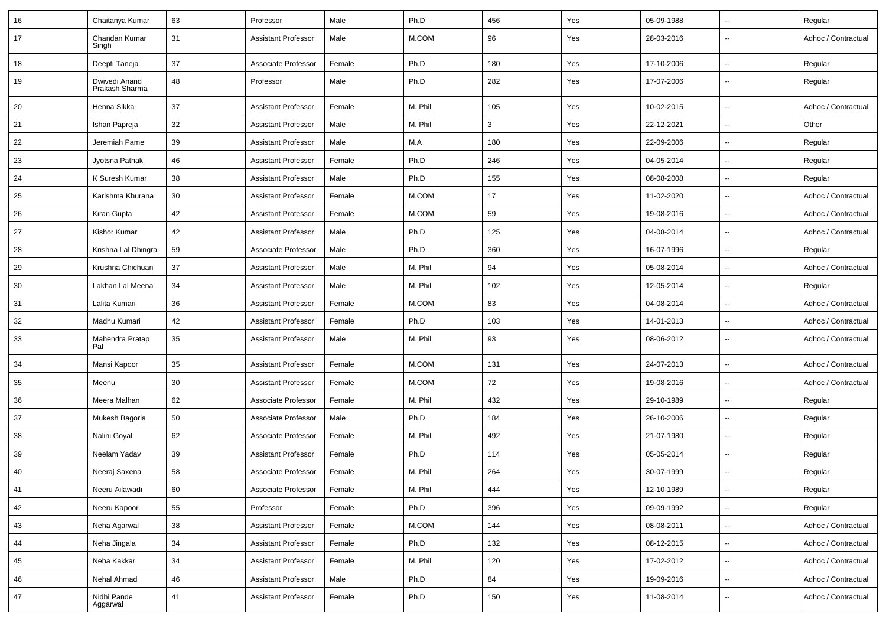| 16 | Chaitanya Kumar | 63 | Professor | Male | Ph.D | 456 | Yes | 05-09-1988 | -- | Regular |
|---|---|---|---|---|---|---|---|---|---|---|
| 17 | Chandan Kumar Singh | 31 | Assistant Professor | Male | M.COM | 96 | Yes | 28-03-2016 | -- | Adhoc / Contractual |
| 18 | Deepti Taneja | 37 | Associate Professor | Female | Ph.D | 180 | Yes | 17-10-2006 | -- | Regular |
| 19 | Dwivedi Anand Prakash Sharma | 48 | Professor | Male | Ph.D | 282 | Yes | 17-07-2006 | -- | Regular |
| 20 | Henna Sikka | 37 | Assistant Professor | Female | M. Phil | 105 | Yes | 10-02-2015 | -- | Adhoc / Contractual |
| 21 | Ishan Papreja | 32 | Assistant Professor | Male | M. Phil | 3 | Yes | 22-12-2021 | -- | Other |
| 22 | Jeremiah Pame | 39 | Assistant Professor | Male | M.A | 180 | Yes | 22-09-2006 | -- | Regular |
| 23 | Jyotsna Pathak | 46 | Assistant Professor | Female | Ph.D | 246 | Yes | 04-05-2014 | -- | Regular |
| 24 | K Suresh Kumar | 38 | Assistant Professor | Male | Ph.D | 155 | Yes | 08-08-2008 | -- | Regular |
| 25 | Karishma Khurana | 30 | Assistant Professor | Female | M.COM | 17 | Yes | 11-02-2020 | -- | Adhoc / Contractual |
| 26 | Kiran Gupta | 42 | Assistant Professor | Female | M.COM | 59 | Yes | 19-08-2016 | -- | Adhoc / Contractual |
| 27 | Kishor Kumar | 42 | Assistant Professor | Male | Ph.D | 125 | Yes | 04-08-2014 | -- | Adhoc / Contractual |
| 28 | Krishna Lal Dhingra | 59 | Associate Professor | Male | Ph.D | 360 | Yes | 16-07-1996 | -- | Regular |
| 29 | Krushna Chichuan | 37 | Assistant Professor | Male | M. Phil | 94 | Yes | 05-08-2014 | -- | Adhoc / Contractual |
| 30 | Lakhan Lal Meena | 34 | Assistant Professor | Male | M. Phil | 102 | Yes | 12-05-2014 | -- | Regular |
| 31 | Lalita Kumari | 36 | Assistant Professor | Female | M.COM | 83 | Yes | 04-08-2014 | -- | Adhoc / Contractual |
| 32 | Madhu Kumari | 42 | Assistant Professor | Female | Ph.D | 103 | Yes | 14-01-2013 | -- | Adhoc / Contractual |
| 33 | Mahendra Pratap Pal | 35 | Assistant Professor | Male | M. Phil | 93 | Yes | 08-06-2012 | -- | Adhoc / Contractual |
| 34 | Mansi Kapoor | 35 | Assistant Professor | Female | M.COM | 131 | Yes | 24-07-2013 | -- | Adhoc / Contractual |
| 35 | Meenu | 30 | Assistant Professor | Female | M.COM | 72 | Yes | 19-08-2016 | -- | Adhoc / Contractual |
| 36 | Meera Malhan | 62 | Associate Professor | Female | M. Phil | 432 | Yes | 29-10-1989 | -- | Regular |
| 37 | Mukesh Bagoria | 50 | Associate Professor | Male | Ph.D | 184 | Yes | 26-10-2006 | -- | Regular |
| 38 | Nalini Goyal | 62 | Associate Professor | Female | M. Phil | 492 | Yes | 21-07-1980 | -- | Regular |
| 39 | Neelam Yadav | 39 | Assistant Professor | Female | Ph.D | 114 | Yes | 05-05-2014 | -- | Regular |
| 40 | Neeraj Saxena | 58 | Associate Professor | Female | M. Phil | 264 | Yes | 30-07-1999 | -- | Regular |
| 41 | Neeru Ailawadi | 60 | Associate Professor | Female | M. Phil | 444 | Yes | 12-10-1989 | -- | Regular |
| 42 | Neeru Kapoor | 55 | Professor | Female | Ph.D | 396 | Yes | 09-09-1992 | -- | Regular |
| 43 | Neha Agarwal | 38 | Assistant Professor | Female | M.COM | 144 | Yes | 08-08-2011 | -- | Adhoc / Contractual |
| 44 | Neha Jingala | 34 | Assistant Professor | Female | Ph.D | 132 | Yes | 08-12-2015 | -- | Adhoc / Contractual |
| 45 | Neha Kakkar | 34 | Assistant Professor | Female | M. Phil | 120 | Yes | 17-02-2012 | -- | Adhoc / Contractual |
| 46 | Nehal Ahmad | 46 | Assistant Professor | Male | Ph.D | 84 | Yes | 19-09-2016 | -- | Adhoc / Contractual |
| 47 | Nidhi Pande Aggarwal | 41 | Assistant Professor | Female | Ph.D | 150 | Yes | 11-08-2014 | -- | Adhoc / Contractual |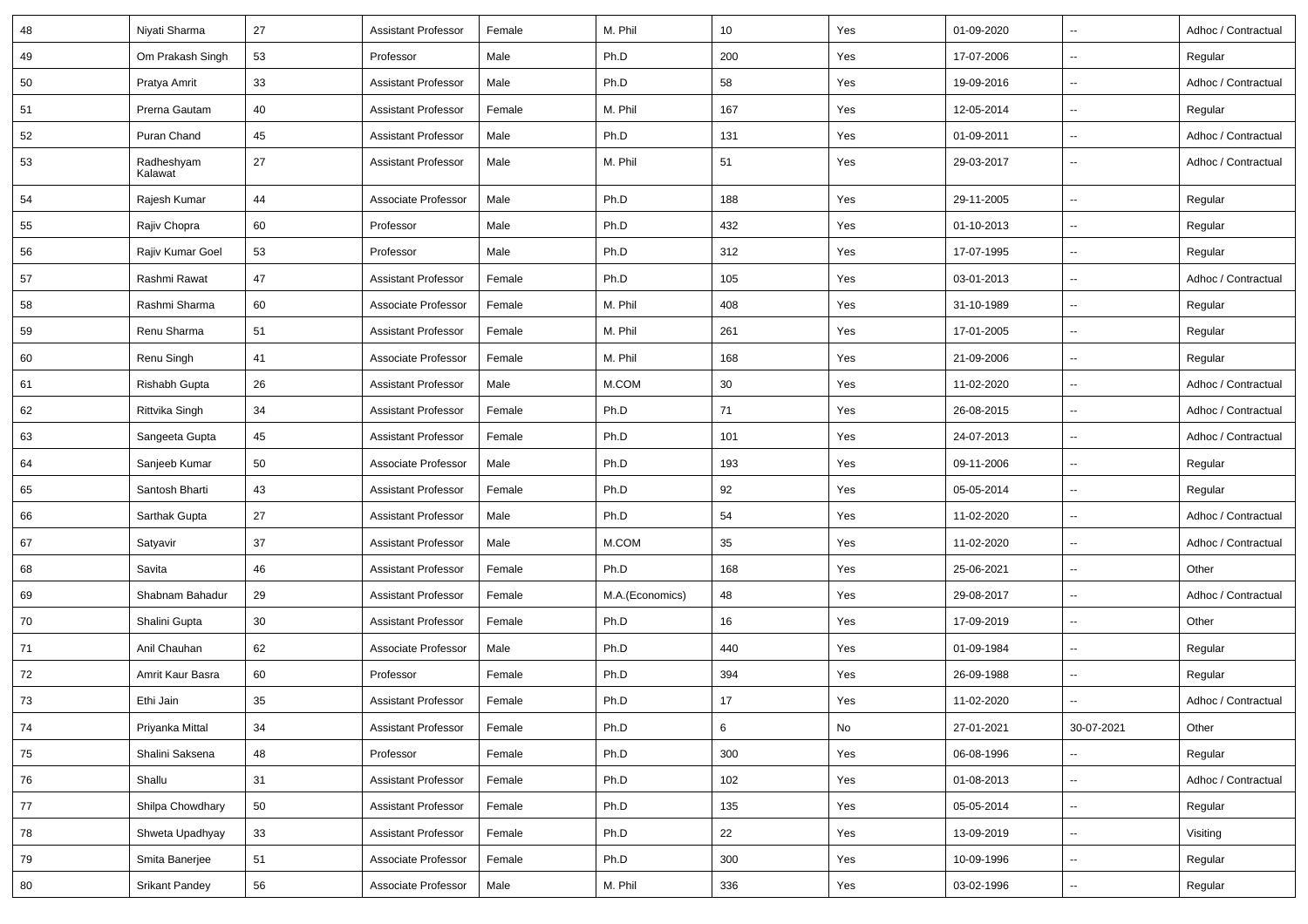| 48 | Niyati Sharma | 27 | Assistant Professor | Female | M. Phil | 10 | Yes | 01-09-2020 | -- | Adhoc / Contractual |
|---|---|---|---|---|---|---|---|---|---|---|
| 49 | Om Prakash Singh | 53 | Professor | Male | Ph.D | 200 | Yes | 17-07-2006 | -- | Regular |
| 50 | Pratya Amrit | 33 | Assistant Professor | Male | Ph.D | 58 | Yes | 19-09-2016 | -- | Adhoc / Contractual |
| 51 | Prerna Gautam | 40 | Assistant Professor | Female | M. Phil | 167 | Yes | 12-05-2014 | -- | Regular |
| 52 | Puran Chand | 45 | Assistant Professor | Male | Ph.D | 131 | Yes | 01-09-2011 | -- | Adhoc / Contractual |
| 53 | Radheshyam Kalawat | 27 | Assistant Professor | Male | M. Phil | 51 | Yes | 29-03-2017 | -- | Adhoc / Contractual |
| 54 | Rajesh Kumar | 44 | Associate Professor | Male | Ph.D | 188 | Yes | 29-11-2005 | -- | Regular |
| 55 | Rajiv Chopra | 60 | Professor | Male | Ph.D | 432 | Yes | 01-10-2013 | -- | Regular |
| 56 | Rajiv Kumar Goel | 53 | Professor | Male | Ph.D | 312 | Yes | 17-07-1995 | -- | Regular |
| 57 | Rashmi Rawat | 47 | Assistant Professor | Female | Ph.D | 105 | Yes | 03-01-2013 | -- | Adhoc / Contractual |
| 58 | Rashmi Sharma | 60 | Associate Professor | Female | M. Phil | 408 | Yes | 31-10-1989 | -- | Regular |
| 59 | Renu Sharma | 51 | Assistant Professor | Female | M. Phil | 261 | Yes | 17-01-2005 | -- | Regular |
| 60 | Renu Singh | 41 | Associate Professor | Female | M. Phil | 168 | Yes | 21-09-2006 | -- | Regular |
| 61 | Rishabh Gupta | 26 | Assistant Professor | Male | M.COM | 30 | Yes | 11-02-2020 | -- | Adhoc / Contractual |
| 62 | Rittvika Singh | 34 | Assistant Professor | Female | Ph.D | 71 | Yes | 26-08-2015 | -- | Adhoc / Contractual |
| 63 | Sangeeta Gupta | 45 | Assistant Professor | Female | Ph.D | 101 | Yes | 24-07-2013 | -- | Adhoc / Contractual |
| 64 | Sanjeeb Kumar | 50 | Associate Professor | Male | Ph.D | 193 | Yes | 09-11-2006 | -- | Regular |
| 65 | Santosh Bharti | 43 | Assistant Professor | Female | Ph.D | 92 | Yes | 05-05-2014 | -- | Regular |
| 66 | Sarthak Gupta | 27 | Assistant Professor | Male | Ph.D | 54 | Yes | 11-02-2020 | -- | Adhoc / Contractual |
| 67 | Satyavir | 37 | Assistant Professor | Male | M.COM | 35 | Yes | 11-02-2020 | -- | Adhoc / Contractual |
| 68 | Savita | 46 | Assistant Professor | Female | Ph.D | 168 | Yes | 25-06-2021 | -- | Other |
| 69 | Shabnam Bahadur | 29 | Assistant Professor | Female | M.A.(Economics) | 48 | Yes | 29-08-2017 | -- | Adhoc / Contractual |
| 70 | Shalini Gupta | 30 | Assistant Professor | Female | Ph.D | 16 | Yes | 17-09-2019 | -- | Other |
| 71 | Anil Chauhan | 62 | Associate Professor | Male | Ph.D | 440 | Yes | 01-09-1984 | -- | Regular |
| 72 | Amrit Kaur Basra | 60 | Professor | Female | Ph.D | 394 | Yes | 26-09-1988 | -- | Regular |
| 73 | Ethi Jain | 35 | Assistant Professor | Female | Ph.D | 17 | Yes | 11-02-2020 | -- | Adhoc / Contractual |
| 74 | Priyanka Mittal | 34 | Assistant Professor | Female | Ph.D | 6 | No | 27-01-2021 | 30-07-2021 | Other |
| 75 | Shalini Saksena | 48 | Professor | Female | Ph.D | 300 | Yes | 06-08-1996 | -- | Regular |
| 76 | Shallu | 31 | Assistant Professor | Female | Ph.D | 102 | Yes | 01-08-2013 | -- | Adhoc / Contractual |
| 77 | Shilpa Chowdhary | 50 | Assistant Professor | Female | Ph.D | 135 | Yes | 05-05-2014 | -- | Regular |
| 78 | Shweta Upadhyay | 33 | Assistant Professor | Female | Ph.D | 22 | Yes | 13-09-2019 | -- | Visiting |
| 79 | Smita Banerjee | 51 | Associate Professor | Female | Ph.D | 300 | Yes | 10-09-1996 | -- | Regular |
| 80 | Srikant Pandey | 56 | Associate Professor | Male | M. Phil | 336 | Yes | 03-02-1996 | -- | Regular |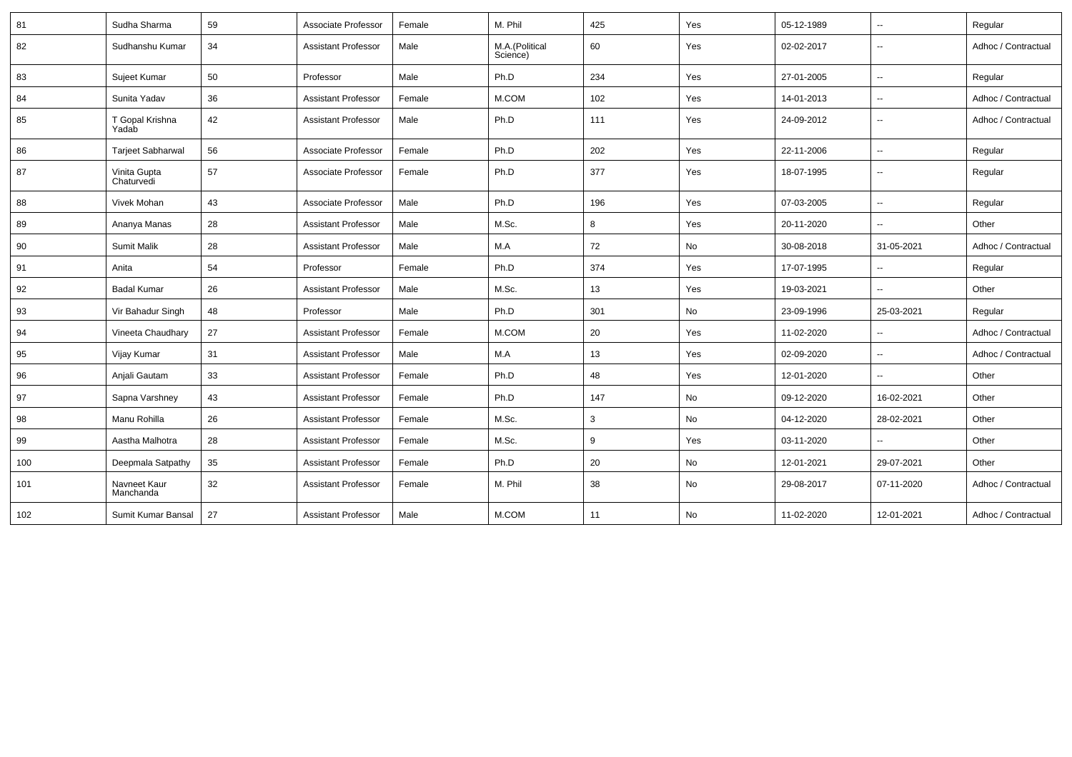| | | | | | | | | | | |
|---|---|---|---|---|---|---|---|---|---|---|
| 81 | Sudha Sharma | 59 | Associate Professor | Female | M. Phil | 425 | Yes | 05-12-1989 | -- | Regular |
| 82 | Sudhanshu Kumar | 34 | Assistant Professor | Male | M.A.(Political Science) | 60 | Yes | 02-02-2017 | -- | Adhoc / Contractual |
| 83 | Sujeet Kumar | 50 | Professor | Male | Ph.D | 234 | Yes | 27-01-2005 | -- | Regular |
| 84 | Sunita Yadav | 36 | Assistant Professor | Female | M.COM | 102 | Yes | 14-01-2013 | -- | Adhoc / Contractual |
| 85 | T Gopal Krishna Yadab | 42 | Assistant Professor | Male | Ph.D | 111 | Yes | 24-09-2012 | -- | Adhoc / Contractual |
| 86 | Tarjeet Sabharwal | 56 | Associate Professor | Female | Ph.D | 202 | Yes | 22-11-2006 | -- | Regular |
| 87 | Vinita Gupta Chaturvedi | 57 | Associate Professor | Female | Ph.D | 377 | Yes | 18-07-1995 | -- | Regular |
| 88 | Vivek Mohan | 43 | Associate Professor | Male | Ph.D | 196 | Yes | 07-03-2005 | -- | Regular |
| 89 | Ananya Manas | 28 | Assistant Professor | Male | M.Sc. | 8 | Yes | 20-11-2020 | -- | Other |
| 90 | Sumit Malik | 28 | Assistant Professor | Male | M.A | 72 | No | 30-08-2018 | 31-05-2021 | Adhoc / Contractual |
| 91 | Anita | 54 | Professor | Female | Ph.D | 374 | Yes | 17-07-1995 | -- | Regular |
| 92 | Badal Kumar | 26 | Assistant Professor | Male | M.Sc. | 13 | Yes | 19-03-2021 | -- | Other |
| 93 | Vir Bahadur Singh | 48 | Professor | Male | Ph.D | 301 | No | 23-09-1996 | 25-03-2021 | Regular |
| 94 | Vineeta Chaudhary | 27 | Assistant Professor | Female | M.COM | 20 | Yes | 11-02-2020 | -- | Adhoc / Contractual |
| 95 | Vijay Kumar | 31 | Assistant Professor | Male | M.A | 13 | Yes | 02-09-2020 | -- | Adhoc / Contractual |
| 96 | Anjali Gautam | 33 | Assistant Professor | Female | Ph.D | 48 | Yes | 12-01-2020 | -- | Other |
| 97 | Sapna Varshney | 43 | Assistant Professor | Female | Ph.D | 147 | No | 09-12-2020 | 16-02-2021 | Other |
| 98 | Manu Rohilla | 26 | Assistant Professor | Female | M.Sc. | 3 | No | 04-12-2020 | 28-02-2021 | Other |
| 99 | Aastha Malhotra | 28 | Assistant Professor | Female | M.Sc. | 9 | Yes | 03-11-2020 | -- | Other |
| 100 | Deepmala Satpathy | 35 | Assistant Professor | Female | Ph.D | 20 | No | 12-01-2021 | 29-07-2021 | Other |
| 101 | Navneet Kaur Manchanda | 32 | Assistant Professor | Female | M. Phil | 38 | No | 29-08-2017 | 07-11-2020 | Adhoc / Contractual |
| 102 | Sumit Kumar Bansal | 27 | Assistant Professor | Male | M.COM | 11 | No | 11-02-2020 | 12-01-2021 | Adhoc / Contractual |